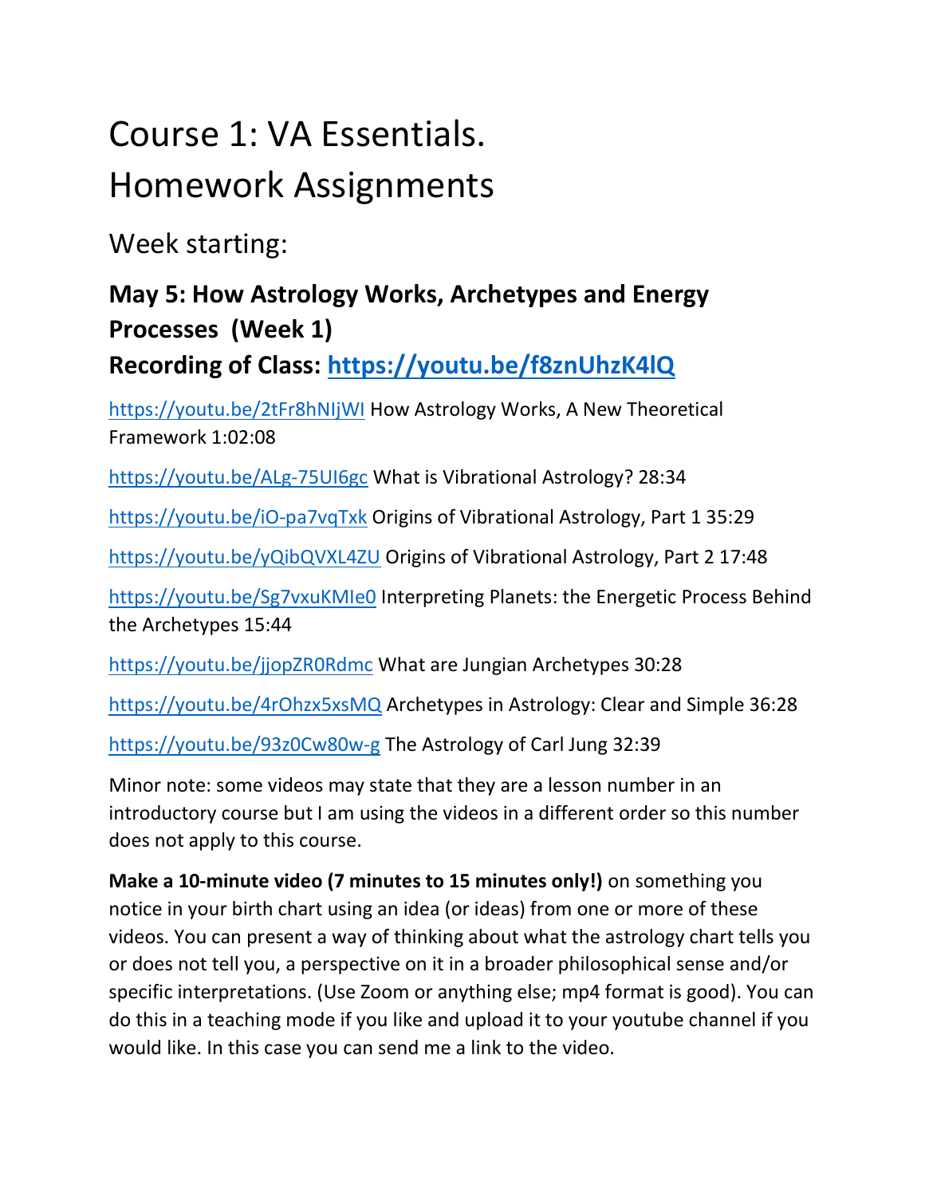# Course 1: VA Essentials.
# Homework Assignments

## Week starting:

### May 5: How Astrology Works, Archetypes and Energy Processes (Week 1)
### Recording of Class: https://youtu.be/f8znUhzK4lQ

https://youtu.be/2tFr8hNIjWI How Astrology Works, A New Theoretical Framework 1:02:08

https://youtu.be/ALg-75UI6gc What is Vibrational Astrology? 28:34

https://youtu.be/iO-pa7vqTxk Origins of Vibrational Astrology, Part 1 35:29

https://youtu.be/yQibQVXL4ZU Origins of Vibrational Astrology, Part 2 17:48

https://youtu.be/Sg7vxuKMIe0 Interpreting Planets: the Energetic Process Behind the Archetypes 15:44

https://youtu.be/jjopZR0Rdmc What are Jungian Archetypes 30:28

https://youtu.be/4rOhzx5xsMQ Archetypes in Astrology: Clear and Simple 36:28

https://youtu.be/93z0Cw80w-g The Astrology of Carl Jung 32:39

Minor note: some videos may state that they are a lesson number in an introductory course but I am using the videos in a different order so this number does not apply to this course.

**Make a 10-minute video (7 minutes to 15 minutes only!)** on something you notice in your birth chart using an idea (or ideas) from one or more of these videos. You can present a way of thinking about what the astrology chart tells you or does not tell you, a perspective on it in a broader philosophical sense and/or specific interpretations. (Use Zoom or anything else; mp4 format is good). You can do this in a teaching mode if you like and upload it to your youtube channel if you would like. In this case you can send me a link to the video.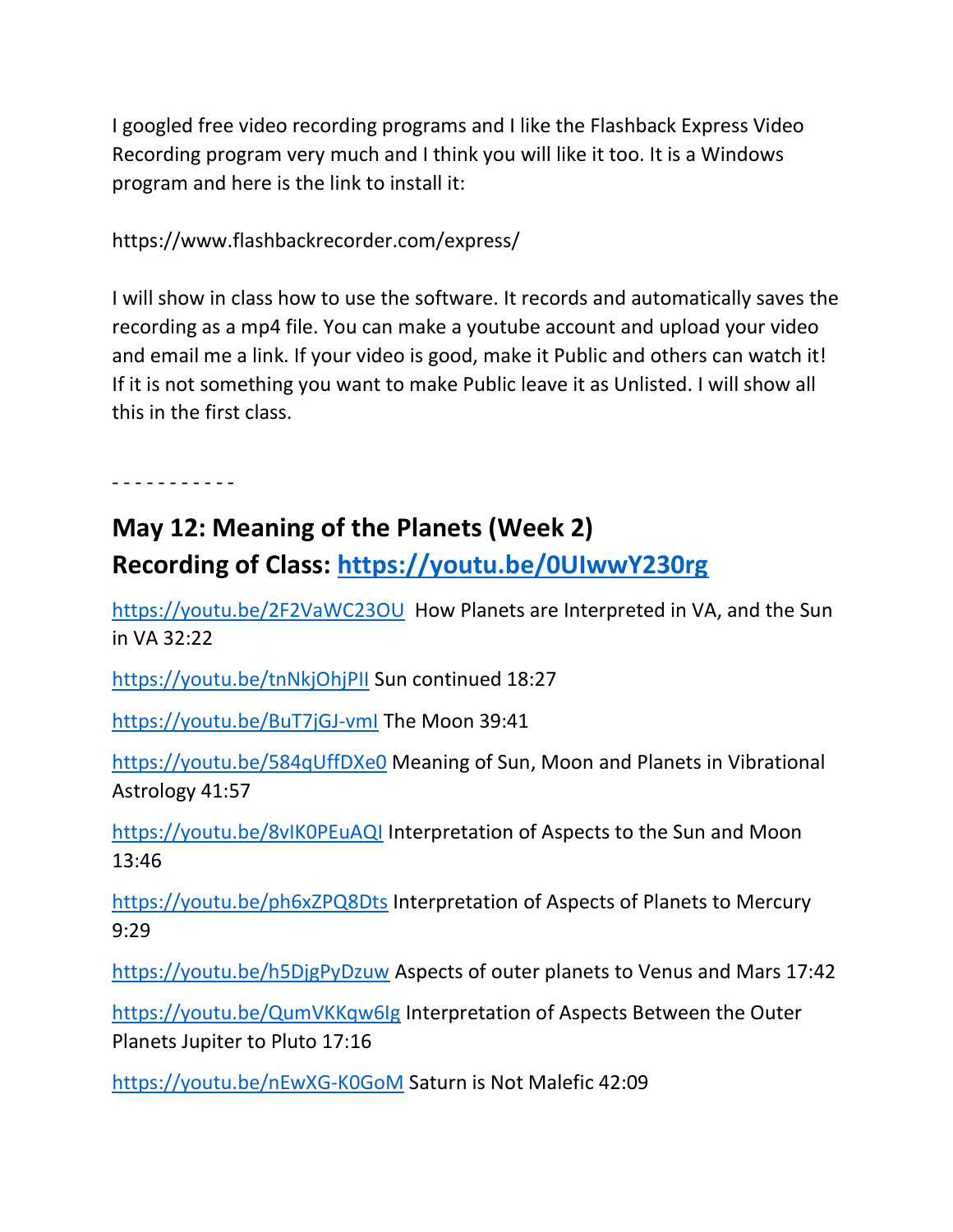I googled free video recording programs and I like the Flashback Express Video Recording program very much and I think you will like it too. It is a Windows program and here is the link to install it:

https://www.flashbackrecorder.com/express/

I will show in class how to use the software. It records and automatically saves the recording as a mp4 file. You can make a youtube account and upload your video and email me a link. If your video is good, make it Public and others can watch it! If it is not something you want to make Public leave it as Unlisted. I will show all this in the first class.

- - - - - - - - - - -

## May 12: Meaning of the Planets (Week 2)
## Recording of Class: https://youtu.be/0UIwwY230rg

https://youtu.be/2F2VaWC23OU How Planets are Interpreted in VA, and the Sun in VA 32:22

https://youtu.be/tnNkjOhjPII Sun continued 18:27

https://youtu.be/BuT7jGJ-vmI The Moon 39:41

https://youtu.be/584qUffDXe0 Meaning of Sun, Moon and Planets in Vibrational Astrology 41:57

https://youtu.be/8vIK0PEuAQI Interpretation of Aspects to the Sun and Moon 13:46

https://youtu.be/ph6xZPQ8Dts Interpretation of Aspects of Planets to Mercury 9:29

https://youtu.be/h5DjgPyDzuw Aspects of outer planets to Venus and Mars 17:42

https://youtu.be/QumVKKqw6Ig Interpretation of Aspects Between the Outer Planets Jupiter to Pluto 17:16

https://youtu.be/nEwXG-K0GoM Saturn is Not Malefic 42:09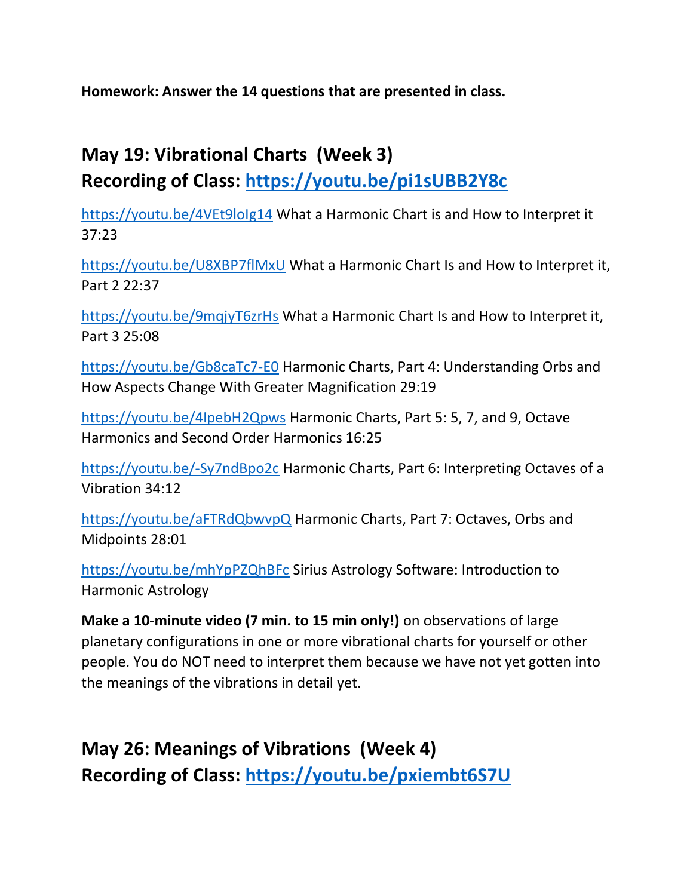**Homework: Answer the 14 questions that are presented in class.**

## May 19: Vibrational Charts (Week 3)
## Recording of Class: [https://youtu.be/pi1sUBB2Y8c](https://youtu.be/pi1sUBB2Y8c)

[https://youtu.be/4VEt9loIg14](https://youtu.be/4VEt9loIg14) What a Harmonic Chart is and How to Interpret it 37:23

[https://youtu.be/U8XBP7flMxU](https://youtu.be/U8XBP7flMxU) What a Harmonic Chart Is and How to Interpret it, Part 2 22:37

[https://youtu.be/9mqjyT6zrHs](https://youtu.be/9mqjyT6zrHs) What a Harmonic Chart Is and How to Interpret it, Part 3 25:08

[https://youtu.be/Gb8caTc7-E0](https://youtu.be/Gb8caTc7-E0) Harmonic Charts, Part 4: Understanding Orbs and How Aspects Change With Greater Magnification 29:19

[https://youtu.be/4IpebH2Qpws](https://youtu.be/4IpebH2Qpws) Harmonic Charts, Part 5: 5, 7, and 9, Octave Harmonics and Second Order Harmonics 16:25

[https://youtu.be/-Sy7ndBpo2c](https://youtu.be/-Sy7ndBpo2c) Harmonic Charts, Part 6: Interpreting Octaves of a Vibration 34:12

[https://youtu.be/aFTRdQbwvpQ](https://youtu.be/aFTRdQbwvpQ) Harmonic Charts, Part 7: Octaves, Orbs and Midpoints 28:01

[https://youtu.be/mhYpPZQhBFc](https://youtu.be/mhYpPZQhBFc) Sirius Astrology Software: Introduction to Harmonic Astrology

**Make a 10-minute video (7 min. to 15 min only!)** on observations of large planetary configurations in one or more vibrational charts for yourself or other people. You do NOT need to interpret them because we have not yet gotten into the meanings of the vibrations in detail yet.

## May 26: Meanings of Vibrations (Week 4)
## Recording of Class: [https://youtu.be/pxiembt6S7U](https://youtu.be/pxiembt6S7U)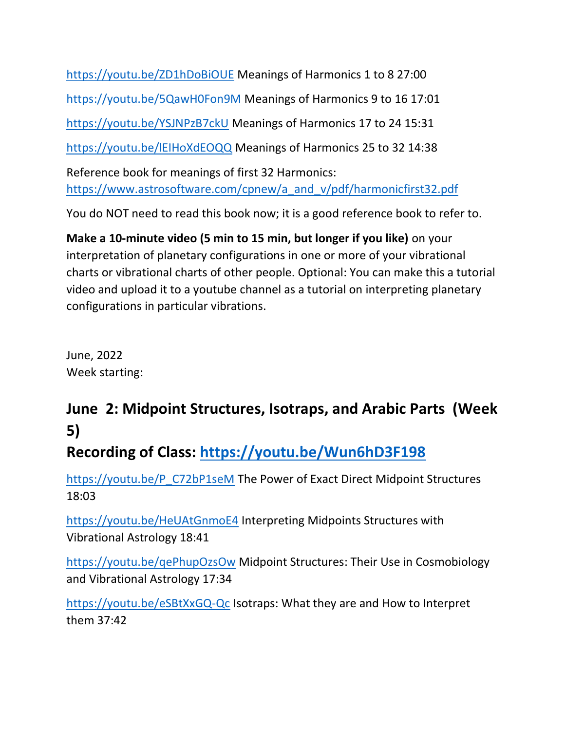https://youtu.be/ZD1hDoBiOUE Meanings of Harmonics 1 to 8 27:00

https://youtu.be/5QawH0Fon9M Meanings of Harmonics 9 to 16 17:01

https://youtu.be/YSJNPzB7ckU Meanings of Harmonics 17 to 24 15:31

https://youtu.be/lEIHoXdEOQQ Meanings of Harmonics 25 to 32 14:38

Reference book for meanings of first 32 Harmonics: https://www.astrosoftware.com/cpnew/a_and_v/pdf/harmonicfirst32.pdf

You do NOT need to read this book now; it is a good reference book to refer to.

**Make a 10-minute video (5 min to 15 min, but longer if you like)** on your interpretation of planetary configurations in one or more of your vibrational charts or vibrational charts of other people. Optional: You can make this a tutorial video and upload it to a youtube channel as a tutorial on interpreting planetary configurations in particular vibrations.

June, 2022
Week starting:

## June 2: Midpoint Structures, Isotraps, and Arabic Parts (Week 5)
## Recording of Class: https://youtu.be/Wun6hD3F198

https://youtu.be/P_C72bP1seM The Power of Exact Direct Midpoint Structures 18:03

https://youtu.be/HeUAtGnmoE4 Interpreting Midpoints Structures with Vibrational Astrology 18:41

https://youtu.be/qePhupOzsOw Midpoint Structures: Their Use in Cosmobiology and Vibrational Astrology 17:34

https://youtu.be/eSBtXxGQ-Qc Isotraps: What they are and How to Interpret them 37:42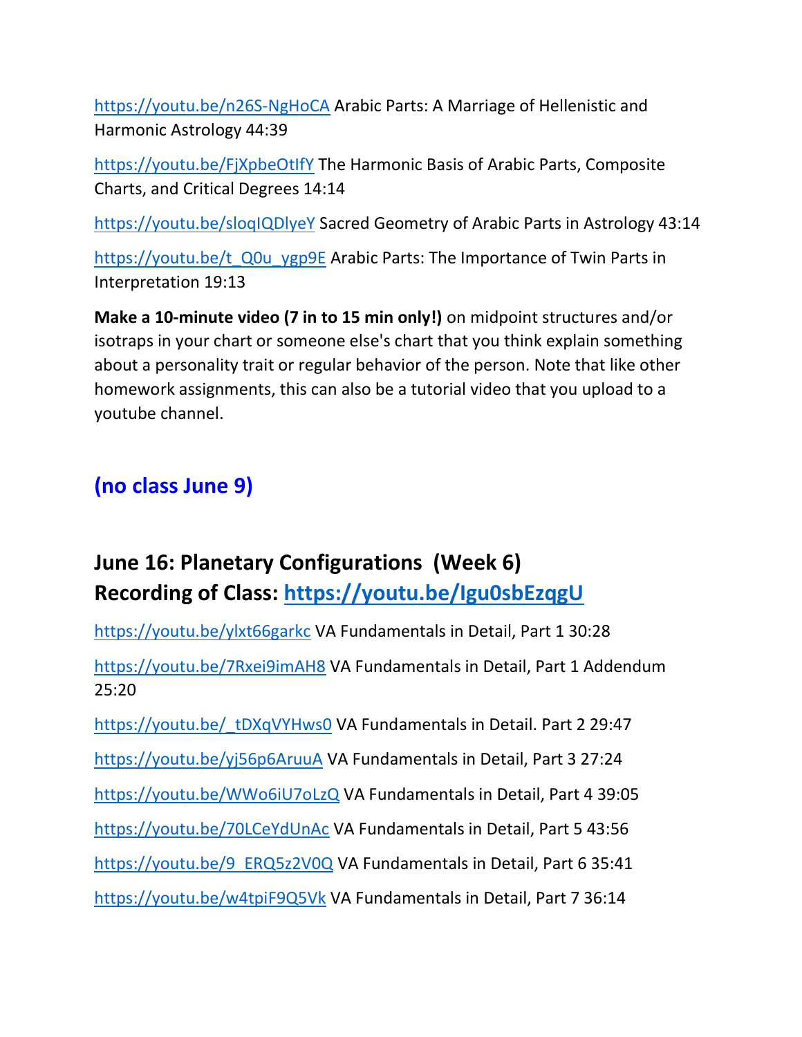https://youtu.be/n26S-NgHoCA Arabic Parts: A Marriage of Hellenistic and Harmonic Astrology 44:39

https://youtu.be/FjXpbeOtIfY The Harmonic Basis of Arabic Parts, Composite Charts, and Critical Degrees 14:14

https://youtu.be/sloqIQDlyeY Sacred Geometry of Arabic Parts in Astrology 43:14

https://youtu.be/t_Q0u_ygp9E Arabic Parts: The Importance of Twin Parts in Interpretation 19:13

**Make a 10-minute video (7 in to 15 min only!)** on midpoint structures and/or isotraps in your chart or someone else's chart that you think explain something about a personality trait or regular behavior of the person. Note that like other homework assignments, this can also be a tutorial video that you upload to a youtube channel.

## (no class June 9)

## June 16: Planetary Configurations (Week 6)
## Recording of Class: https://youtu.be/Igu0sbEzqgU

https://youtu.be/ylxt66garkc VA Fundamentals in Detail, Part 1 30:28

https://youtu.be/7Rxei9imAH8 VA Fundamentals in Detail, Part 1 Addendum 25:20

https://youtu.be/_tDXqVYHws0 VA Fundamentals in Detail. Part 2 29:47

https://youtu.be/yj56p6AruuA VA Fundamentals in Detail, Part 3 27:24

https://youtu.be/WWo6iU7oLzQ VA Fundamentals in Detail, Part 4 39:05

https://youtu.be/70LCeYdUnAc VA Fundamentals in Detail, Part 5 43:56

https://youtu.be/9_ERQ5z2V0Q VA Fundamentals in Detail, Part 6 35:41

https://youtu.be/w4tpiF9Q5Vk VA Fundamentals in Detail, Part 7 36:14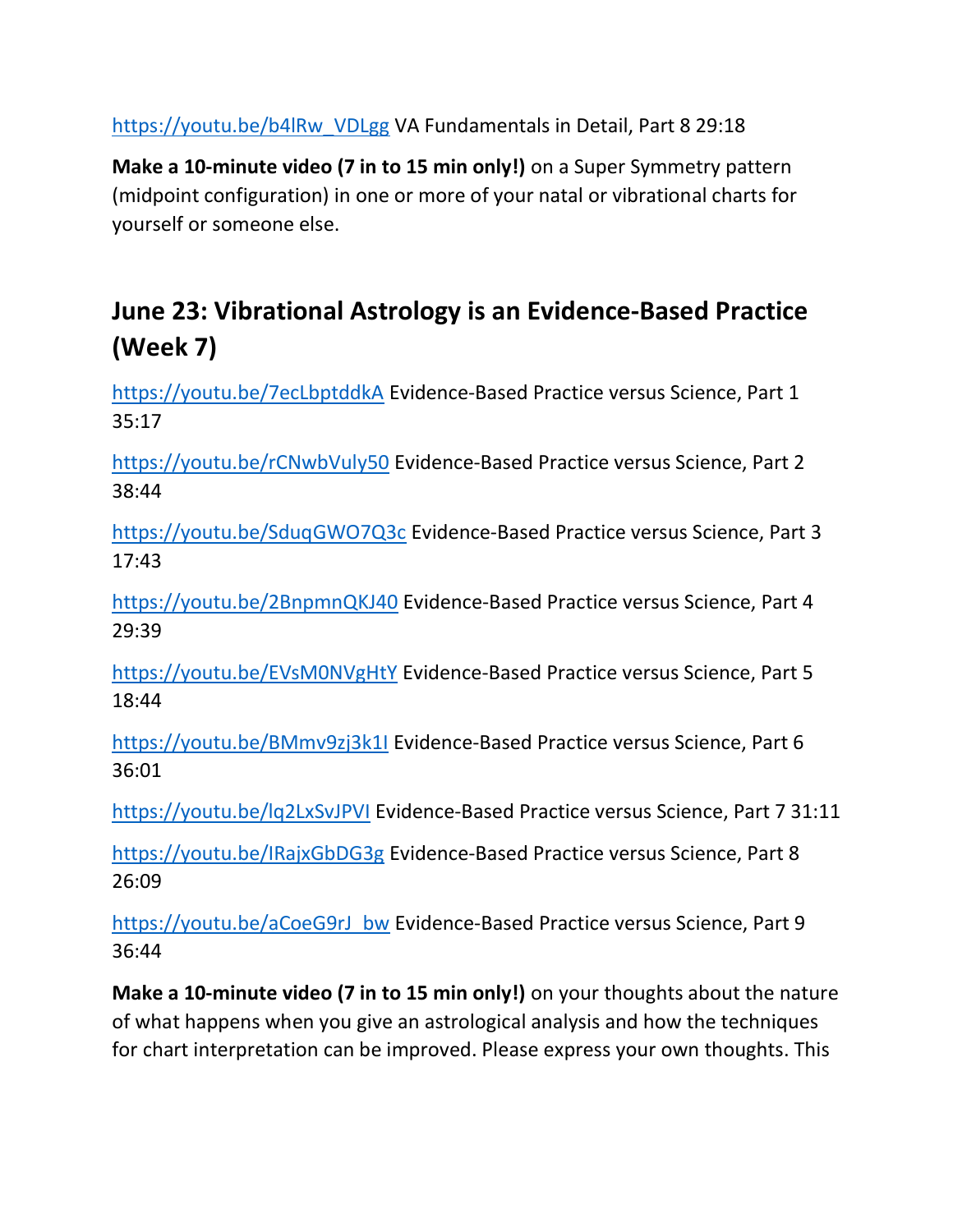https://youtu.be/b4lRw_VDLgg VA Fundamentals in Detail, Part 8 29:18

**Make a 10-minute video (7 in to 15 min only!)** on a Super Symmetry pattern (midpoint configuration) in one or more of your natal or vibrational charts for yourself or someone else.

## June 23: Vibrational Astrology is an Evidence-Based Practice (Week 7)

https://youtu.be/7ecLbptddkA Evidence-Based Practice versus Science, Part 1 35:17

https://youtu.be/rCNwbVuly50 Evidence-Based Practice versus Science, Part 2 38:44

https://youtu.be/SduqGWO7Q3c Evidence-Based Practice versus Science, Part 3 17:43

https://youtu.be/2BnpmnQKJ40 Evidence-Based Practice versus Science, Part 4 29:39

https://youtu.be/EVsM0NVgHtY Evidence-Based Practice versus Science, Part 5 18:44

https://youtu.be/BMmv9zj3k1I Evidence-Based Practice versus Science, Part 6 36:01

https://youtu.be/lq2LxSvJPVI Evidence-Based Practice versus Science, Part 7 31:11

https://youtu.be/IRajxGbDG3g Evidence-Based Practice versus Science, Part 8 26:09

https://youtu.be/aCoeG9rJ_bw Evidence-Based Practice versus Science, Part 9 36:44

**Make a 10-minute video (7 in to 15 min only!)** on your thoughts about the nature of what happens when you give an astrological analysis and how the techniques for chart interpretation can be improved. Please express your own thoughts. This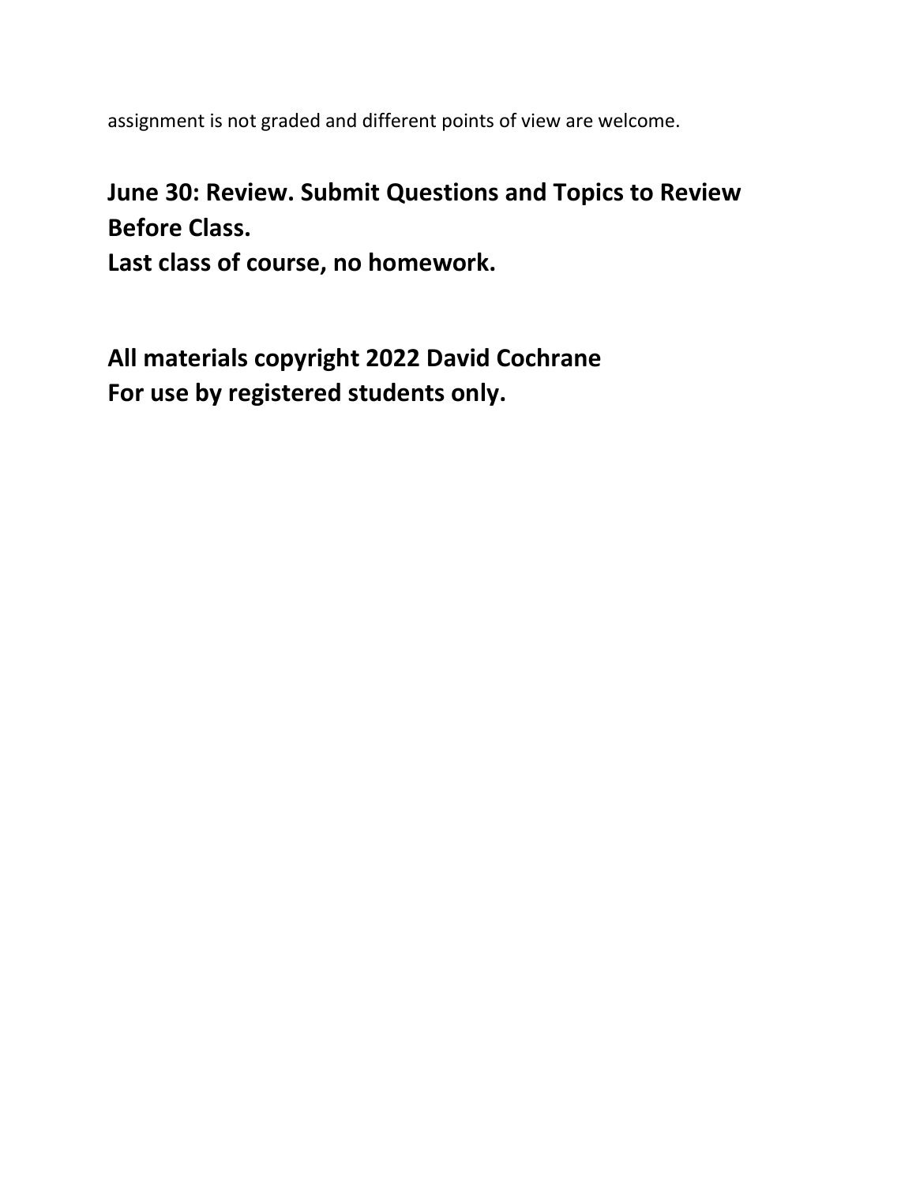assignment is not graded and different points of view are welcome.

**June 30: Review. Submit Questions and Topics to Review Before Class.**
**Last class of course, no homework.**

**All materials copyright 2022 David Cochrane**
**For use by registered students only.**